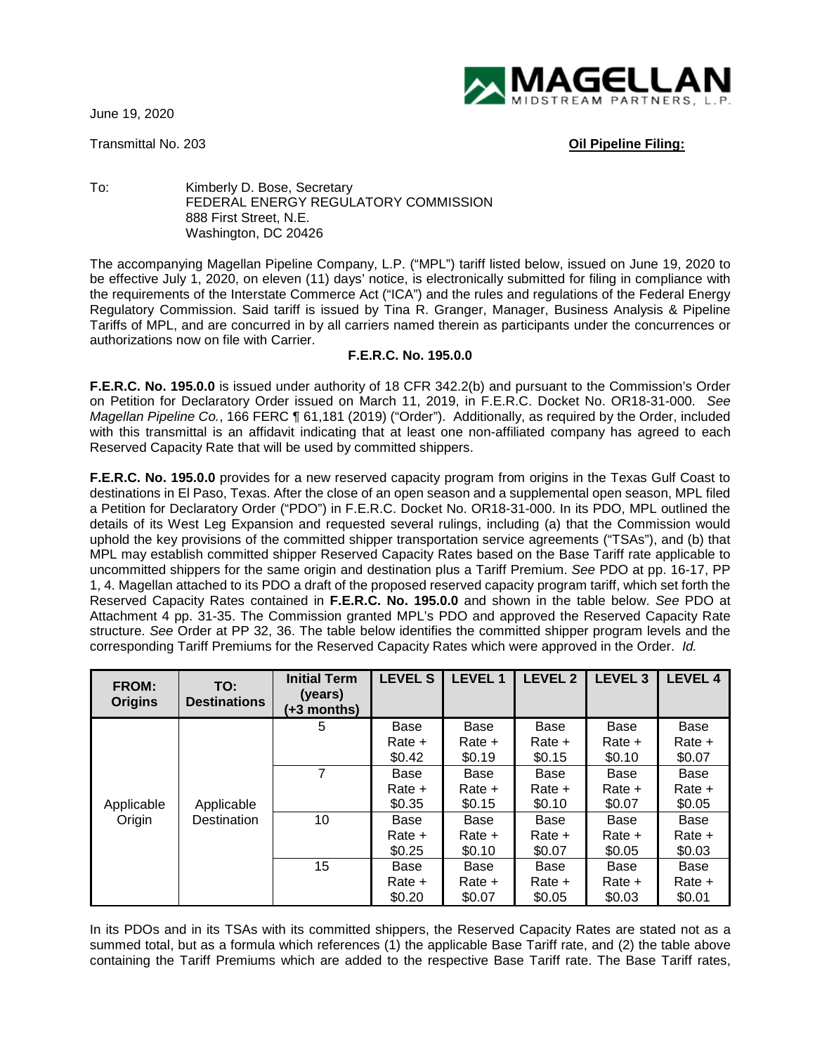June 19, 2020

Transmittal No. 203

**Oil Pipeline Filing:**

To: Kimberly D. Bose, Secretary
FEDERAL ENERGY REGULATORY COMMISSION
888 First Street, N.E.
Washington, DC 20426

The accompanying Magellan Pipeline Company, L.P. ("MPL") tariff listed below, issued on June 19, 2020 to be effective July 1, 2020, on eleven (11) days' notice, is electronically submitted for filing in compliance with the requirements of the Interstate Commerce Act ("ICA") and the rules and regulations of the Federal Energy Regulatory Commission. Said tariff is issued by Tina R. Granger, Manager, Business Analysis & Pipeline Tariffs of MPL, and are concurred in by all carriers named therein as participants under the concurrences or authorizations now on file with Carrier.

**F.E.R.C. No. 195.0.0**

**F.E.R.C. No. 195.0.0** is issued under authority of 18 CFR 342.2(b) and pursuant to the Commission's Order on Petition for Declaratory Order issued on March 11, 2019, in F.E.R.C. Docket No. OR18-31-000. *See Magellan Pipeline Co.*, 166 FERC ¶ 61,181 (2019) ("Order"). Additionally, as required by the Order, included with this transmittal is an affidavit indicating that at least one non-affiliated company has agreed to each Reserved Capacity Rate that will be used by committed shippers.

**F.E.R.C. No. 195.0.0** provides for a new reserved capacity program from origins in the Texas Gulf Coast to destinations in El Paso, Texas. After the close of an open season and a supplemental open season, MPL filed a Petition for Declaratory Order ("PDO") in F.E.R.C. Docket No. OR18-31-000. In its PDO, MPL outlined the details of its West Leg Expansion and requested several rulings, including (a) that the Commission would uphold the key provisions of the committed shipper transportation service agreements ("TSAs"), and (b) that MPL may establish committed shipper Reserved Capacity Rates based on the Base Tariff rate applicable to uncommitted shippers for the same origin and destination plus a Tariff Premium. *See* PDO at pp. 16-17, PP 1, 4. Magellan attached to its PDO a draft of the proposed reserved capacity program tariff, which set forth the Reserved Capacity Rates contained in **F.E.R.C. No. 195.0.0** and shown in the table below. *See* PDO at Attachment 4 pp. 31-35. The Commission granted MPL's PDO and approved the Reserved Capacity Rate structure. *See* Order at PP 32, 36. The table below identifies the committed shipper program levels and the corresponding Tariff Premiums for the Reserved Capacity Rates which were approved in the Order. *Id.*

| FROM: Origins | TO: Destinations | Initial Term (years) (+3 months) | LEVEL S | LEVEL 1 | LEVEL 2 | LEVEL 3 | LEVEL 4 |
|---|---|---|---|---|---|---|---|
| Applicable Origin | Applicable Destination | 5 | Base Rate + $0.42 | Base Rate + $0.19 | Base Rate + $0.15 | Base Rate + $0.10 | Base Rate + $0.07 |
| | | 7 | Base Rate + $0.35 | Base Rate + $0.15 | Base Rate + $0.10 | Base Rate + $0.07 | Base Rate + $0.05 |
| | | 10 | Base Rate + $0.25 | Base Rate + $0.10 | Base Rate + $0.07 | Base Rate + $0.05 | Base Rate + $0.03 |
| | | 15 | Base Rate + $0.20 | Base Rate + $0.07 | Base Rate + $0.05 | Base Rate + $0.03 | Base Rate + $0.01 |

In its PDOs and in its TSAs with its committed shippers, the Reserved Capacity Rates are stated not as a summed total, but as a formula which references (1) the applicable Base Tariff rate, and (2) the table above containing the Tariff Premiums which are added to the respective Base Tariff rate. The Base Tariff rates,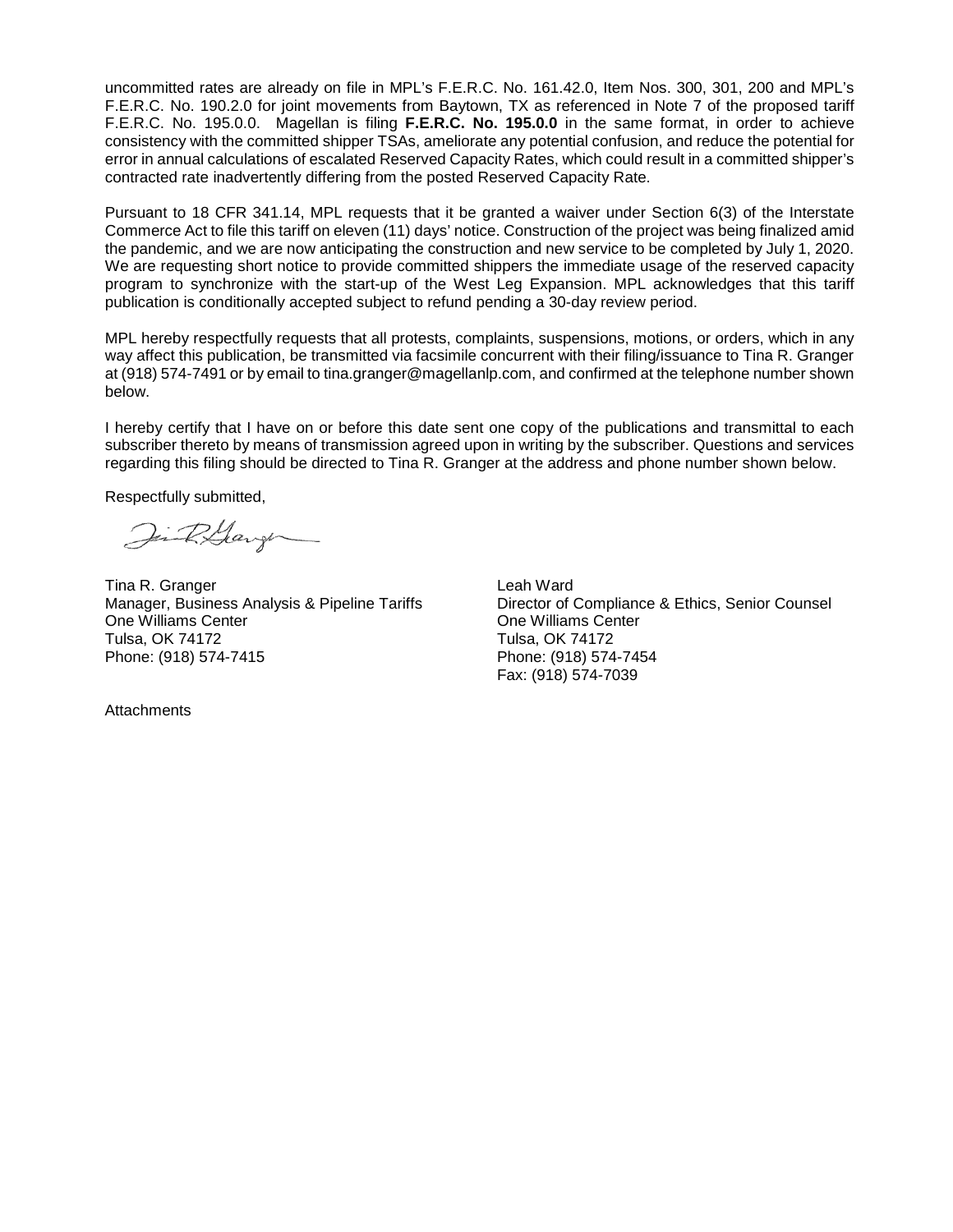uncommitted rates are already on file in MPL's F.E.R.C. No. 161.42.0, Item Nos. 300, 301, 200 and MPL's F.E.R.C. No. 190.2.0 for joint movements from Baytown, TX as referenced in Note 7 of the proposed tariff F.E.R.C. No. 195.0.0. Magellan is filing **F.E.R.C. No. 195.0.0** in the same format, in order to achieve consistency with the committed shipper TSAs, ameliorate any potential confusion, and reduce the potential for error in annual calculations of escalated Reserved Capacity Rates, which could result in a committed shipper's contracted rate inadvertently differing from the posted Reserved Capacity Rate.

Pursuant to 18 CFR 341.14, MPL requests that it be granted a waiver under Section 6(3) of the Interstate Commerce Act to file this tariff on eleven (11) days' notice. Construction of the project was being finalized amid the pandemic, and we are now anticipating the construction and new service to be completed by July 1, 2020. We are requesting short notice to provide committed shippers the immediate usage of the reserved capacity program to synchronize with the start-up of the West Leg Expansion. MPL acknowledges that this tariff publication is conditionally accepted subject to refund pending a 30-day review period.

MPL hereby respectfully requests that all protests, complaints, suspensions, motions, or orders, which in any way affect this publication, be transmitted via facsimile concurrent with their filing/issuance to Tina R. Granger at (918) 574-7491 or by email to tina.granger@magellanlp.com, and confirmed at the telephone number shown below.

I hereby certify that I have on or before this date sent one copy of the publications and transmittal to each subscriber thereto by means of transmission agreed upon in writing by the subscriber. Questions and services regarding this filing should be directed to Tina R. Granger at the address and phone number shown below.

Respectfully submitted,

Tina R. Granger
Manager, Business Analysis & Pipeline Tariffs
One Williams Center
Tulsa, OK 74172
Phone: (918) 574-7415

Leah Ward
Director of Compliance & Ethics, Senior Counsel
One Williams Center
Tulsa, OK 74172
Phone: (918) 574-7454
Fax: (918) 574-7039

Attachments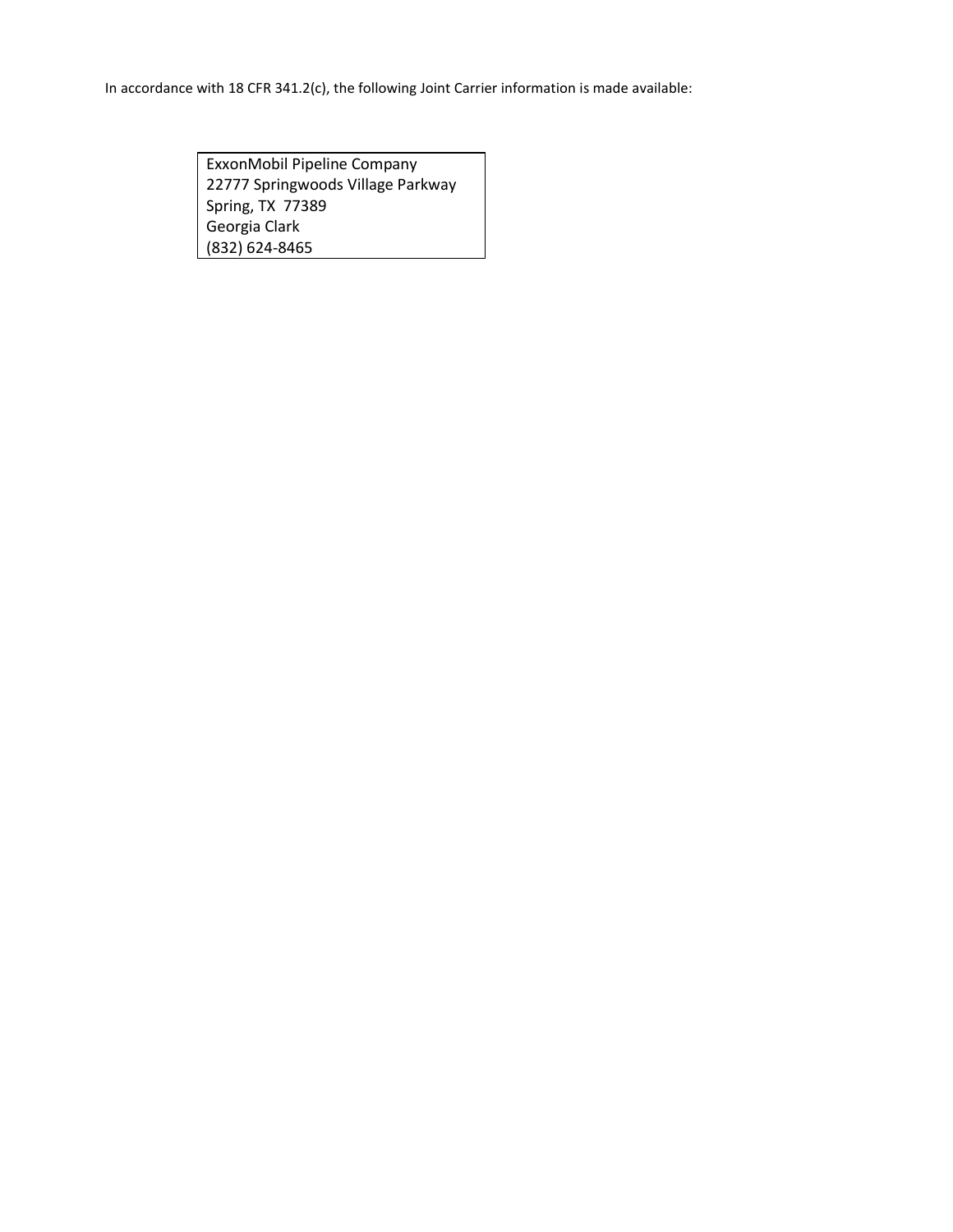In accordance with 18 CFR 341.2(c), the following Joint Carrier information is made available:

| |
|---|
| ExxonMobil Pipeline Company<br>22777 Springwoods Village Parkway<br>Spring, TX  77389<br>Georgia Clark<br>(832) 624-8465 |